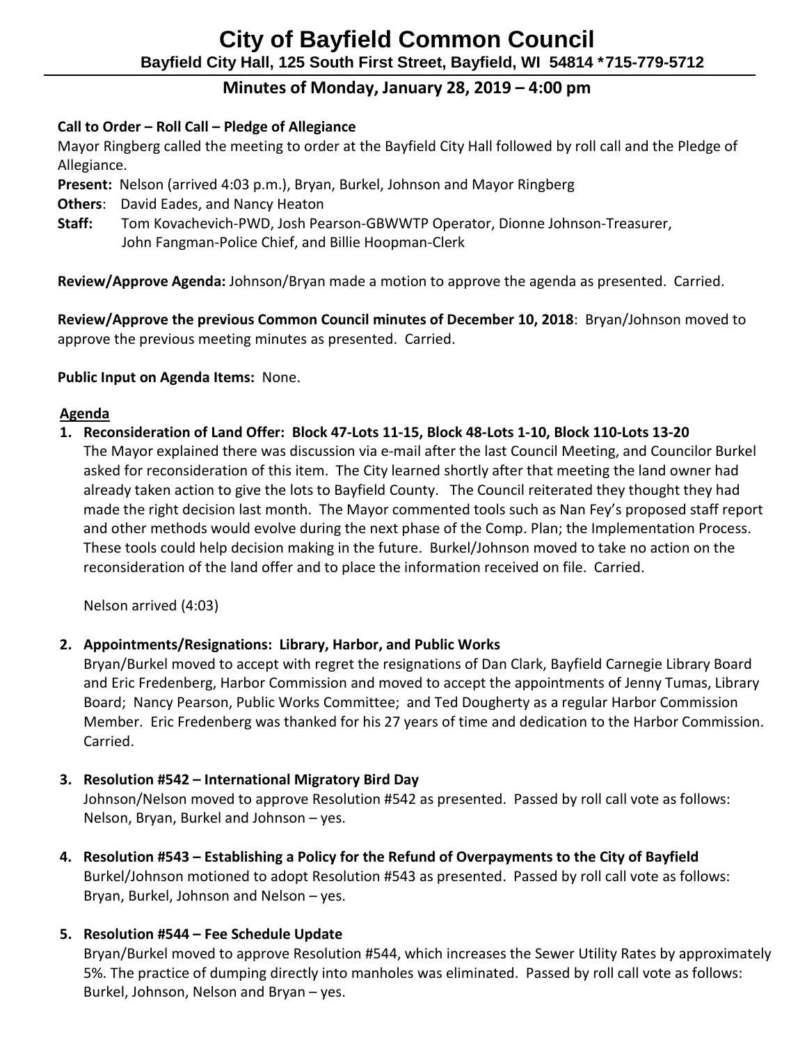# City of Bayfield Common Council

**Bayfield City Hall, 125 South First Street, Bayfield, WI 54814 *715-779-5712**

## Minutes of Monday, January 28, 2019 – 4:00 pm

**Call to Order – Roll Call – Pledge of Allegiance**

Mayor Ringberg called the meeting to order at the Bayfield City Hall followed by roll call and the Pledge of Allegiance.

**Present:** Nelson (arrived 4:03 p.m.), Bryan, Burkel, Johnson and Mayor Ringberg

**Others**: David Eades, and Nancy Heaton

**Staff:** Tom Kovachevich-PWD, Josh Pearson-GBWWTP Operator, Dionne Johnson-Treasurer, John Fangman-Police Chief, and Billie Hoopman-Clerk

**Review/Approve Agenda:** Johnson/Bryan made a motion to approve the agenda as presented. Carried.

**Review/Approve the previous Common Council minutes of December 10, 2018**: Bryan/Johnson moved to approve the previous meeting minutes as presented. Carried.

**Public Input on Agenda Items:** None.

**Agenda**

1. **Reconsideration of Land Offer: Block 47-Lots 11-15, Block 48-Lots 1-10, Block 110-Lots 13-20**
   The Mayor explained there was discussion via e-mail after the last Council Meeting, and Councilor Burkel asked for reconsideration of this item. The City learned shortly after that meeting the land owner had already taken action to give the lots to Bayfield County. The Council reiterated they thought they had made the right decision last month. The Mayor commented tools such as Nan Fey's proposed staff report and other methods would evolve during the next phase of the Comp. Plan; the Implementation Process. These tools could help decision making in the future. Burkel/Johnson moved to take no action on the reconsideration of the land offer and to place the information received on file. Carried.

   Nelson arrived (4:03)

2. **Appointments/Resignations: Library, Harbor, and Public Works**
   Bryan/Burkel moved to accept with regret the resignations of Dan Clark, Bayfield Carnegie Library Board and Eric Fredenberg, Harbor Commission and moved to accept the appointments of Jenny Tumas, Library Board; Nancy Pearson, Public Works Committee; and Ted Dougherty as a regular Harbor Commission Member. Eric Fredenberg was thanked for his 27 years of time and dedication to the Harbor Commission. Carried.

3. **Resolution #542 – International Migratory Bird Day**
   Johnson/Nelson moved to approve Resolution #542 as presented. Passed by roll call vote as follows: Nelson, Bryan, Burkel and Johnson – yes.

4. **Resolution #543 – Establishing a Policy for the Refund of Overpayments to the City of Bayfield**
   Burkel/Johnson motioned to adopt Resolution #543 as presented. Passed by roll call vote as follows: Bryan, Burkel, Johnson and Nelson – yes.

5. **Resolution #544 – Fee Schedule Update**
   Bryan/Burkel moved to approve Resolution #544, which increases the Sewer Utility Rates by approximately 5%. The practice of dumping directly into manholes was eliminated. Passed by roll call vote as follows: Burkel, Johnson, Nelson and Bryan – yes.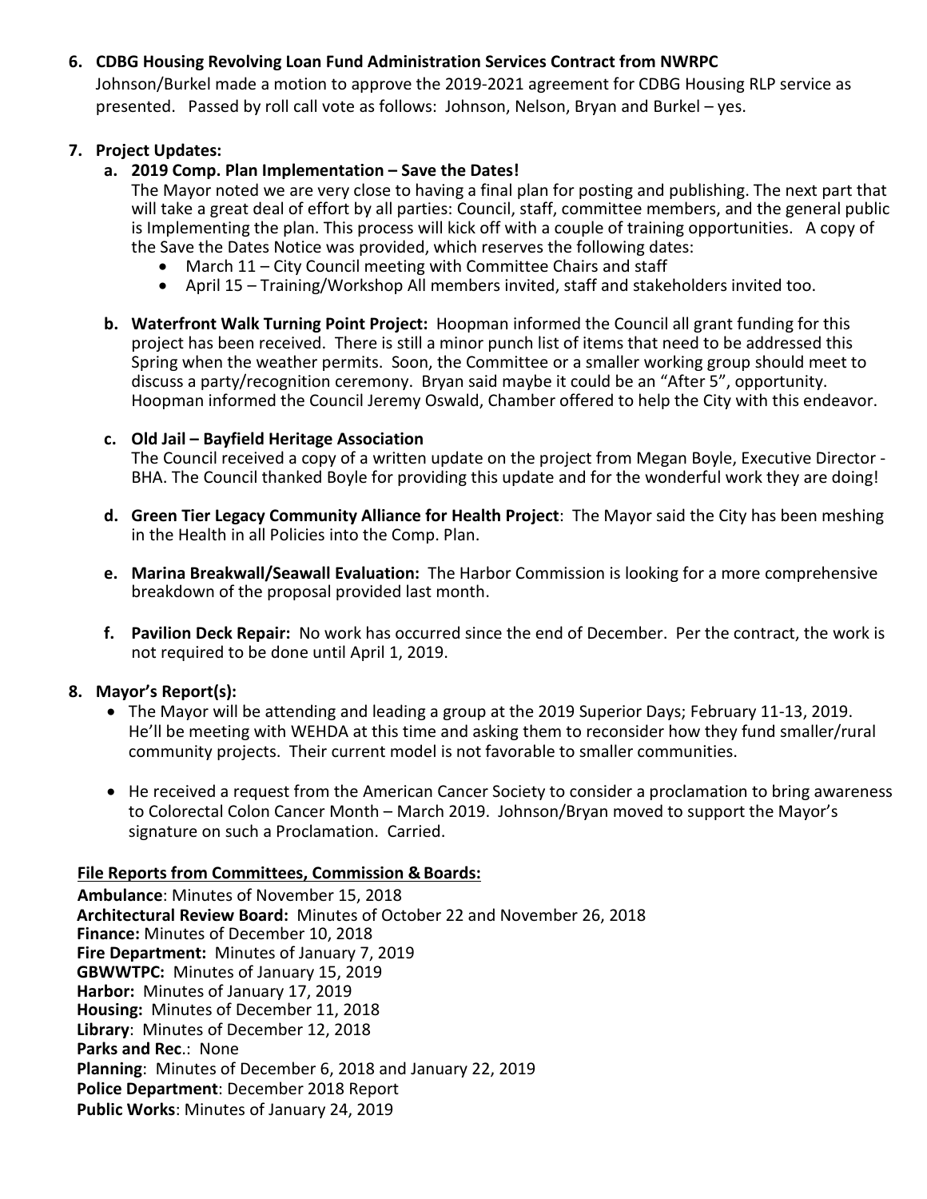**6. CDBG Housing Revolving Loan Fund Administration Services Contract from NWRPC**

Johnson/Burkel made a motion to approve the 2019-2021 agreement for CDBG Housing RLP service as presented. Passed by roll call vote as follows: Johnson, Nelson, Bryan and Burkel – yes.

**7. Project Updates:**

**a. 2019 Comp. Plan Implementation – Save the Dates!**

The Mayor noted we are very close to having a final plan for posting and publishing. The next part that will take a great deal of effort by all parties: Council, staff, committee members, and the general public is Implementing the plan. This process will kick off with a couple of training opportunities. A copy of the Save the Dates Notice was provided, which reserves the following dates:

- March 11 – City Council meeting with Committee Chairs and staff
- April 15 – Training/Workshop All members invited, staff and stakeholders invited too.

**b. Waterfront Walk Turning Point Project:** Hoopman informed the Council all grant funding for this project has been received. There is still a minor punch list of items that need to be addressed this Spring when the weather permits. Soon, the Committee or a smaller working group should meet to discuss a party/recognition ceremony. Bryan said maybe it could be an "After 5", opportunity. Hoopman informed the Council Jeremy Oswald, Chamber offered to help the City with this endeavor.

**c. Old Jail – Bayfield Heritage Association**

The Council received a copy of a written update on the project from Megan Boyle, Executive Director - BHA. The Council thanked Boyle for providing this update and for the wonderful work they are doing!

**d. Green Tier Legacy Community Alliance for Health Project**: The Mayor said the City has been meshing in the Health in all Policies into the Comp. Plan.

**e. Marina Breakwall/Seawall Evaluation:** The Harbor Commission is looking for a more comprehensive breakdown of the proposal provided last month.

**f. Pavilion Deck Repair:** No work has occurred since the end of December. Per the contract, the work is not required to be done until April 1, 2019.

**8. Mayor's Report(s):**

- The Mayor will be attending and leading a group at the 2019 Superior Days; February 11-13, 2019. He'll be meeting with WEHDA at this time and asking them to reconsider how they fund smaller/rural community projects. Their current model is not favorable to smaller communities.
- He received a request from the American Cancer Society to consider a proclamation to bring awareness to Colorectal Colon Cancer Month – March 2019. Johnson/Bryan moved to support the Mayor's signature on such a Proclamation. Carried.

**File Reports from Committees, Commission & Boards:**

**Ambulance**: Minutes of November 15, 2018
**Architectural Review Board:** Minutes of October 22 and November 26, 2018
**Finance:** Minutes of December 10, 2018
**Fire Department:** Minutes of January 7, 2019
**GBWWTPC:** Minutes of January 15, 2019
**Harbor:** Minutes of January 17, 2019
**Housing:** Minutes of December 11, 2018
**Library**: Minutes of December 12, 2018
**Parks and Rec**.: None
**Planning**: Minutes of December 6, 2018 and January 22, 2019
**Police Department**: December 2018 Report
**Public Works**: Minutes of January 24, 2019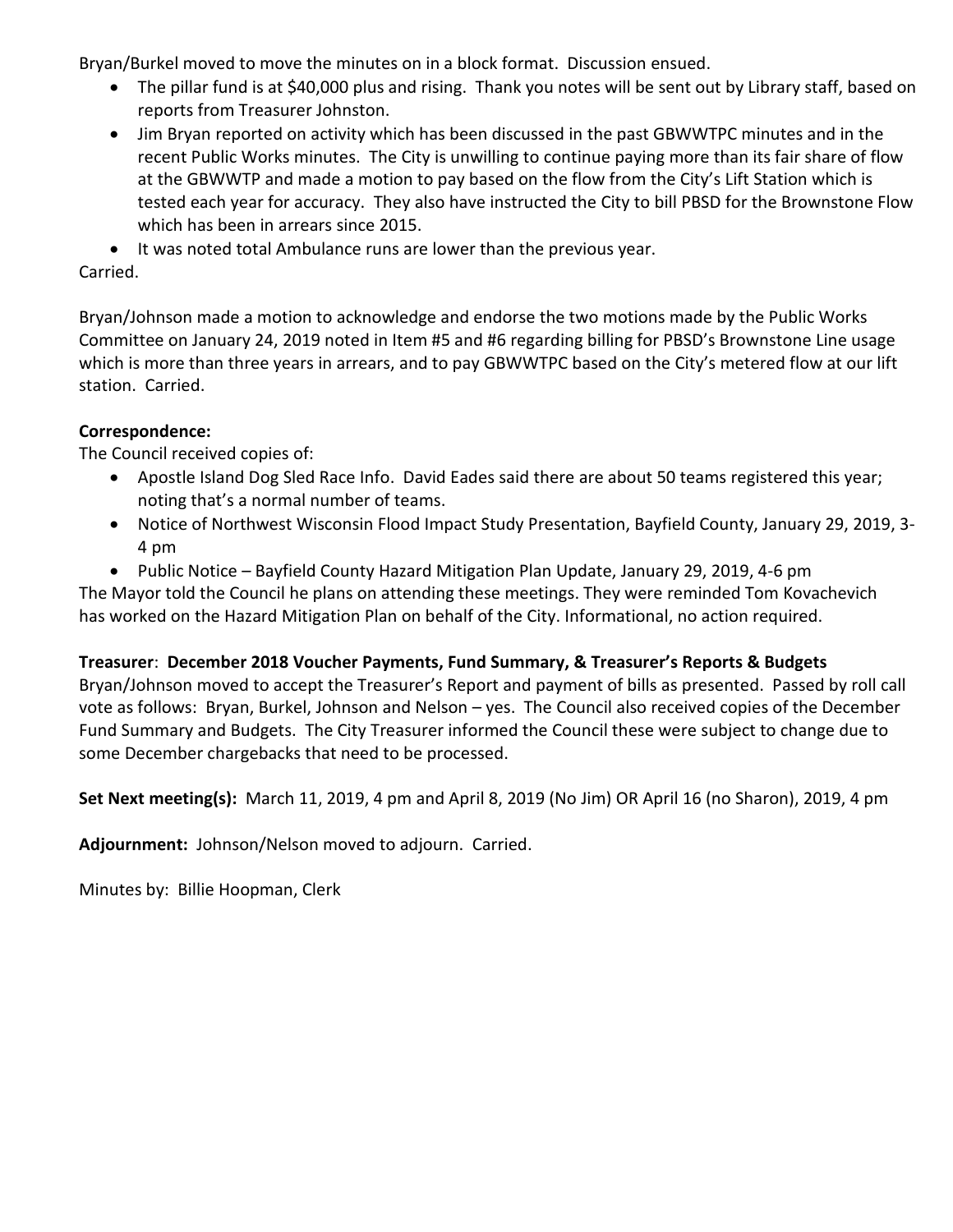Bryan/Burkel moved to move the minutes on in a block format. Discussion ensued.

- The pillar fund is at $40,000 plus and rising. Thank you notes will be sent out by Library staff, based on reports from Treasurer Johnston.
- Jim Bryan reported on activity which has been discussed in the past GBWWTPC minutes and in the recent Public Works minutes. The City is unwilling to continue paying more than its fair share of flow at the GBWWTP and made a motion to pay based on the flow from the City's Lift Station which is tested each year for accuracy. They also have instructed the City to bill PBSD for the Brownstone Flow which has been in arrears since 2015.
- It was noted total Ambulance runs are lower than the previous year.

Carried.

Bryan/Johnson made a motion to acknowledge and endorse the two motions made by the Public Works Committee on January 24, 2019 noted in Item #5 and #6 regarding billing for PBSD's Brownstone Line usage which is more than three years in arrears, and to pay GBWWTPC based on the City's metered flow at our lift station. Carried.

**Correspondence:**

The Council received copies of:

- Apostle Island Dog Sled Race Info. David Eades said there are about 50 teams registered this year; noting that's a normal number of teams.
- Notice of Northwest Wisconsin Flood Impact Study Presentation, Bayfield County, January 29, 2019, 3-4 pm
- Public Notice – Bayfield County Hazard Mitigation Plan Update, January 29, 2019, 4-6 pm

The Mayor told the Council he plans on attending these meetings. They were reminded Tom Kovachevich has worked on the Hazard Mitigation Plan on behalf of the City. Informational, no action required.

**Treasurer**: **December 2018 Voucher Payments, Fund Summary, & Treasurer's Reports & Budgets**

Bryan/Johnson moved to accept the Treasurer's Report and payment of bills as presented. Passed by roll call vote as follows: Bryan, Burkel, Johnson and Nelson – yes. The Council also received copies of the December Fund Summary and Budgets. The City Treasurer informed the Council these were subject to change due to some December chargebacks that need to be processed.

**Set Next meeting(s):** March 11, 2019, 4 pm and April 8, 2019 (No Jim) OR April 16 (no Sharon), 2019, 4 pm

**Adjournment:** Johnson/Nelson moved to adjourn. Carried.

Minutes by: Billie Hoopman, Clerk